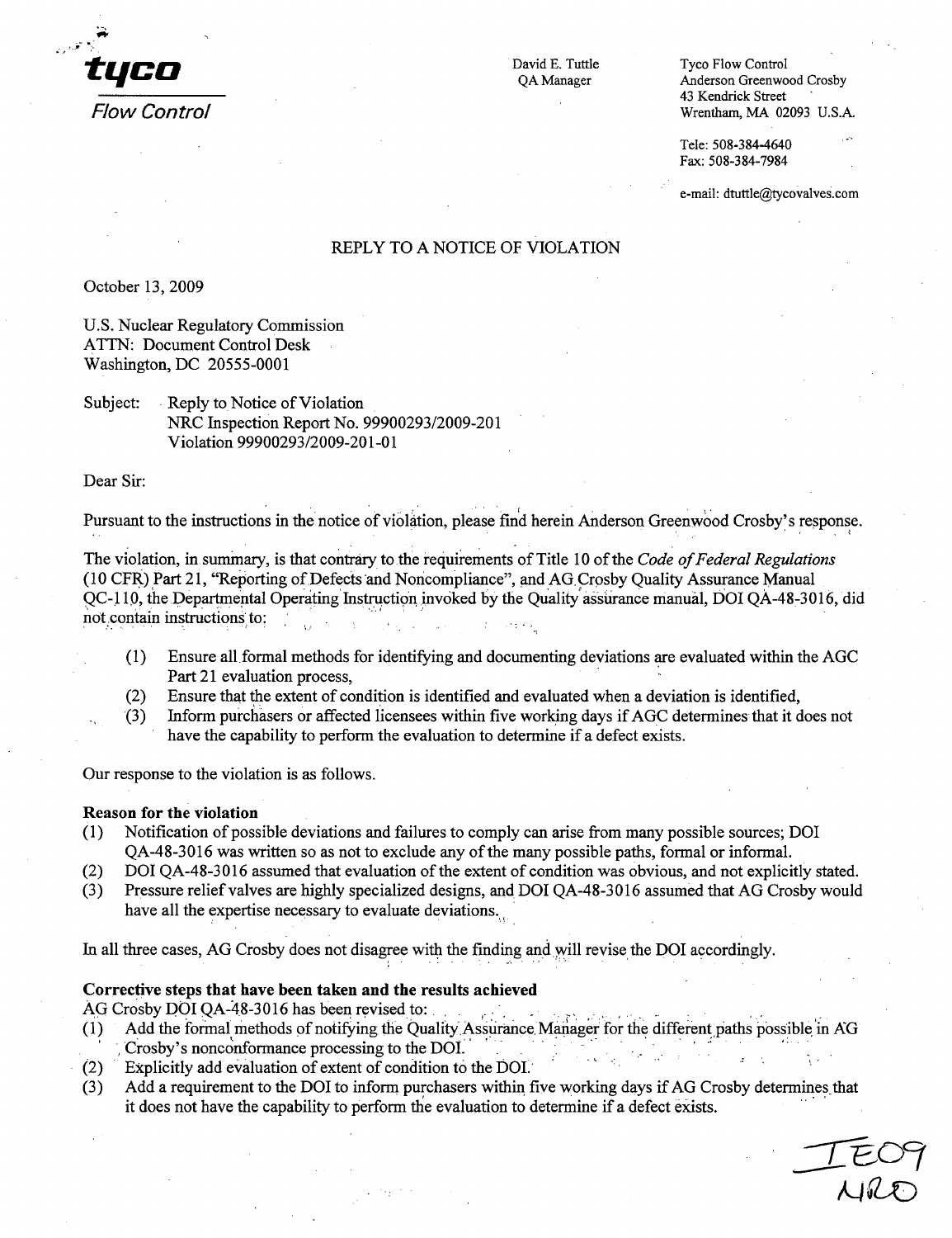**tyco**

*Flow Control*

David E. Tuttle
QA Manager

Tyco Flow Control
Anderson Greenwood Crosby
43 Kendrick Street
Wrentham, MA 02093 U.S.A.

Tele: 508-384-4640
Fax: 508-384-7984

e-mail: dtuttle@tycovalves.com

REPLY TO A NOTICE OF VIOLATION

October 13, 2009

U.S. Nuclear Regulatory Commission
ATTN: Document Control Desk
Washington, DC 20555-0001

Subject: Reply to Notice of Violation
NRC Inspection Report No. 99900293/2009-201
Violation 99900293/2009-201-01

Dear Sir:

Pursuant to the instructions in the notice of violation, please find herein Anderson Greenwood Crosby's response.

The violation, in summary, is that contrary to the requirements of Title 10 of the *Code of Federal Regulations* (10 CFR) Part 21, "Reporting of Defects and Noncompliance", and AG Crosby Quality Assurance Manual QC-110, the Departmental Operating Instruction invoked by the Quality assurance manual, DOI QA-48-3016, did not contain instructions to:

(1) Ensure all formal methods for identifying and documenting deviations are evaluated within the AGC Part 21 evaluation process,
(2) Ensure that the extent of condition is identified and evaluated when a deviation is identified,
(3) Inform purchasers or affected licensees within five working days if AGC determines that it does not have the capability to perform the evaluation to determine if a defect exists.

Our response to the violation is as follows.

**Reason for the violation**

(1) Notification of possible deviations and failures to comply can arise from many possible sources; DOI QA-48-3016 was written so as not to exclude any of the many possible paths, formal or informal.
(2) DOI QA-48-3016 assumed that evaluation of the extent of condition was obvious, and not explicitly stated.
(3) Pressure relief valves are highly specialized designs, and DOI QA-48-3016 assumed that AG Crosby would have all the expertise necessary to evaluate deviations.

In all three cases, AG Crosby does not disagree with the finding and will revise the DOI accordingly.

**Corrective steps that have been taken and the results achieved**

AG Crosby DOI QA-48-3016 has been revised to:

(1) Add the formal methods of notifying the Quality Assurance Manager for the different paths possible in AG Crosby's nonconformance processing to the DOI.
(2) Explicitly add evaluation of extent of condition to the DOI.
(3) Add a requirement to the DOI to inform purchasers within five working days if AG Crosby determines that it does not have the capability to perform the evaluation to determine if a defect exists.

IE09
NRO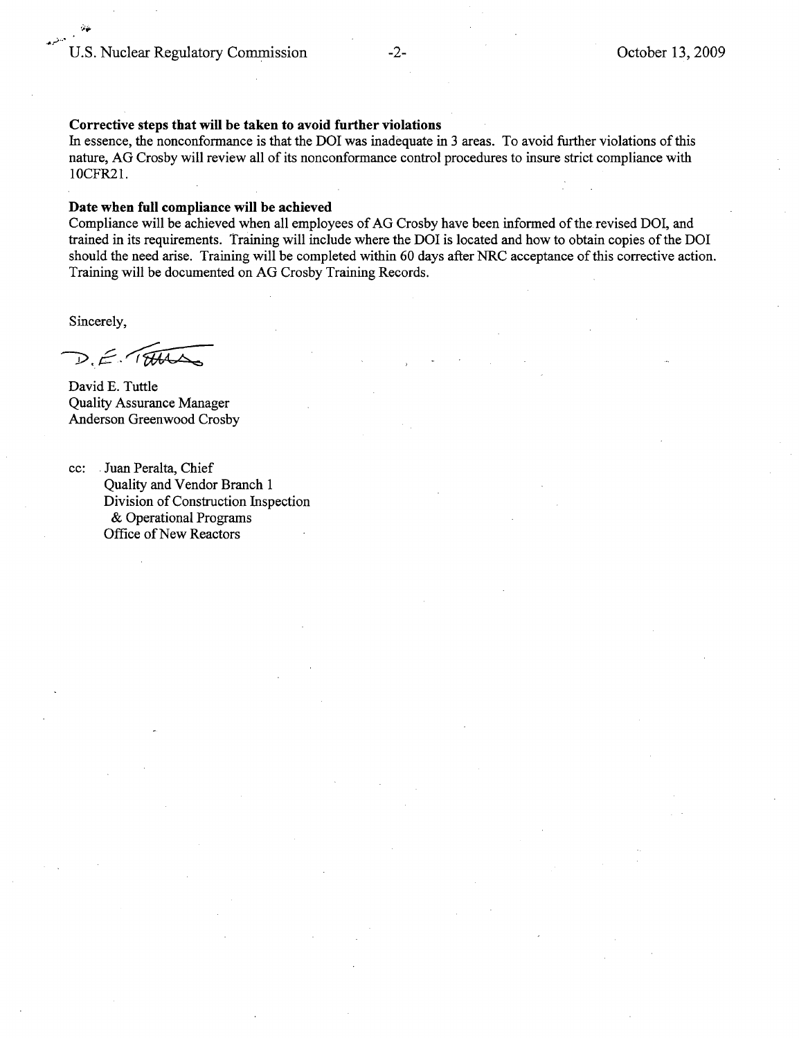**Corrective steps that will be taken to avoid further violations**

In essence, the nonconformance is that the DOI was inadequate in 3 areas. To avoid further violations of this nature, AG Crosby will review all of its nonconformance control procedures to insure strict compliance with 10CFR21.

**Date when full compliance will be achieved**

Compliance will be achieved when all employees of AG Crosby have been informed of the revised DOI, and trained in its requirements. Training will include where the DOI is located and how to obtain copies of the DOI should the need arise. Training will be completed within 60 days after NRC acceptance of this corrective action. Training will be documented on AG Crosby Training Records.

Sincerely,

D. E. Tuttle

David E. Tuttle
Quality Assurance Manager
Anderson Greenwood Crosby

cc: Juan Peralta, Chief
Quality and Vendor Branch 1
Division of Construction Inspection
& Operational Programs
Office of New Reactors